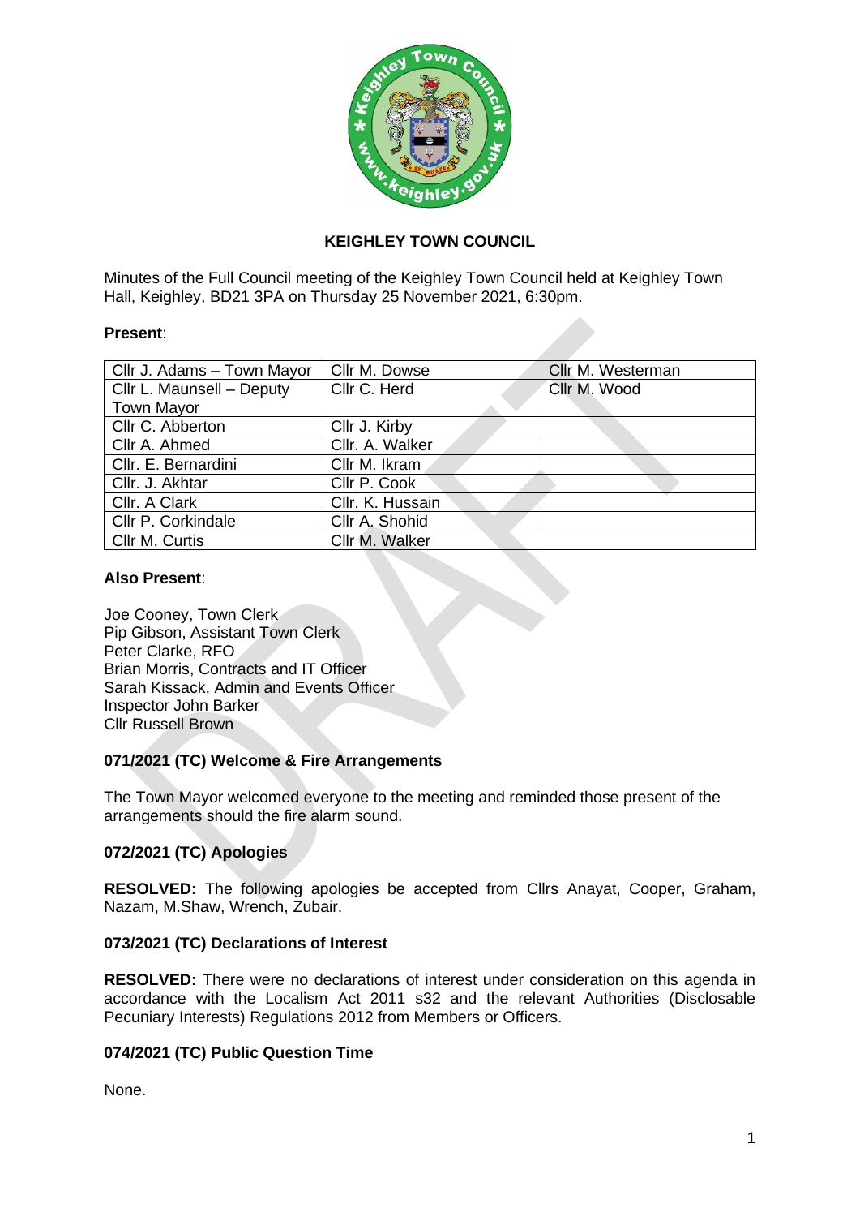# KEIGHLEY TOWN COUNCIL

Minutes of the Full Council meeting of the Keighley Town Council held at Keighley Town Hall, Keighley, BD21 3PA on Thursday 25 November 2021, 6:30pm.

**Present**:

| | | |
|---|---|---|
| Cllr J. Adams – Town Mayor | Cllr M. Dowse | Cllr M. Westerman |
| Cllr L. Maunsell – Deputy Town Mayor | Cllr C. Herd | Cllr M. Wood |
| Cllr C. Abberton | Cllr J. Kirby | |
| Cllr A. Ahmed | Cllr. A. Walker | |
| Cllr. E. Bernardini | Cllr M. Ikram | |
| Cllr. J. Akhtar | Cllr P. Cook | |
| Cllr. A Clark | Cllr. K. Hussain | |
| Cllr P. Corkindale | Cllr A. Shohid | |
| Cllr M. Curtis | Cllr M. Walker | |

**Also Present**:

Joe Cooney, Town Clerk
Pip Gibson, Assistant Town Clerk
Peter Clarke, RFO
Brian Morris, Contracts and IT Officer
Sarah Kissack, Admin and Events Officer
Inspector John Barker
Cllr Russell Brown

### 071/2021 (TC) Welcome & Fire Arrangements

The Town Mayor welcomed everyone to the meeting and reminded those present of the arrangements should the fire alarm sound.

### 072/2021 (TC) Apologies

**RESOLVED:** The following apologies be accepted from Cllrs Anayat, Cooper, Graham, Nazam, M.Shaw, Wrench, Zubair.

### 073/2021 (TC) Declarations of Interest

**RESOLVED:** There were no declarations of interest under consideration on this agenda in accordance with the Localism Act 2011 s32 and the relevant Authorities (Disclosable Pecuniary Interests) Regulations 2012 from Members or Officers.

### 074/2021 (TC) Public Question Time

None.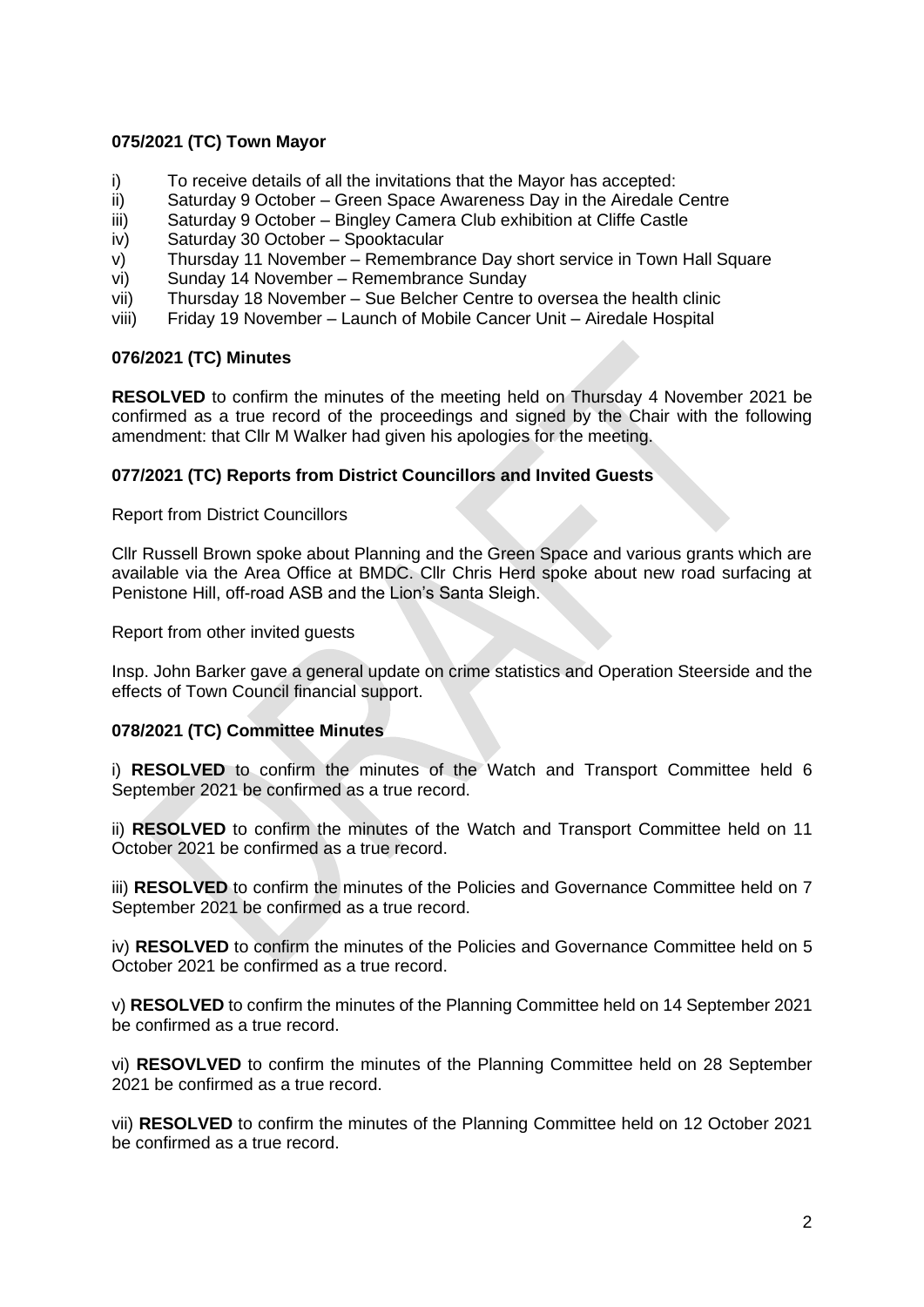**075/2021 (TC) Town Mayor**

i) To receive details of all the invitations that the Mayor has accepted:
ii) Saturday 9 October – Green Space Awareness Day in the Airedale Centre
iii) Saturday 9 October – Bingley Camera Club exhibition at Cliffe Castle
iv) Saturday 30 October – Spooktacular
v) Thursday 11 November – Remembrance Day short service in Town Hall Square
vi) Sunday 14 November – Remembrance Sunday
vii) Thursday 18 November – Sue Belcher Centre to oversea the health clinic
viii) Friday 19 November – Launch of Mobile Cancer Unit – Airedale Hospital

**076/2021 (TC) Minutes**

**RESOLVED** to confirm the minutes of the meeting held on Thursday 4 November 2021 be confirmed as a true record of the proceedings and signed by the Chair with the following amendment: that Cllr M Walker had given his apologies for the meeting.

**077/2021 (TC) Reports from District Councillors and Invited Guests**

Report from District Councillors

Cllr Russell Brown spoke about Planning and the Green Space and various grants which are available via the Area Office at BMDC. Cllr Chris Herd spoke about new road surfacing at Penistone Hill, off-road ASB and the Lion's Santa Sleigh.

Report from other invited guests

Insp. John Barker gave a general update on crime statistics and Operation Steerside and the effects of Town Council financial support.

**078/2021 (TC) Committee Minutes**

i) **RESOLVED** to confirm the minutes of the Watch and Transport Committee held 6 September 2021 be confirmed as a true record.

ii) **RESOLVED** to confirm the minutes of the Watch and Transport Committee held on 11 October 2021 be confirmed as a true record.

iii) **RESOLVED** to confirm the minutes of the Policies and Governance Committee held on 7 September 2021 be confirmed as a true record.

iv) **RESOLVED** to confirm the minutes of the Policies and Governance Committee held on 5 October 2021 be confirmed as a true record.

v) **RESOLVED** to confirm the minutes of the Planning Committee held on 14 September 2021 be confirmed as a true record.

vi) **RESOVLVED** to confirm the minutes of the Planning Committee held on 28 September 2021 be confirmed as a true record.

vii) **RESOLVED** to confirm the minutes of the Planning Committee held on 12 October 2021 be confirmed as a true record.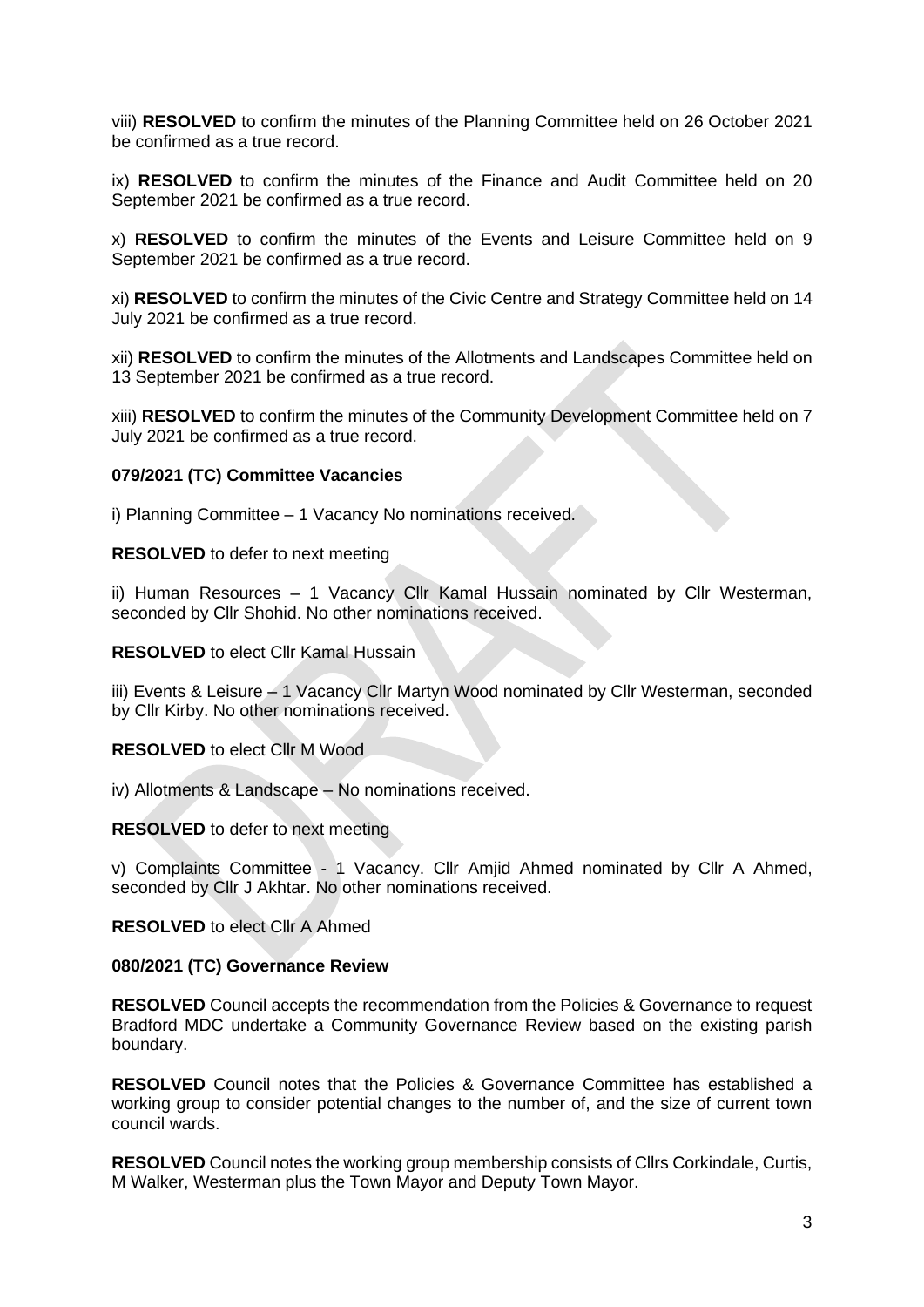viii) **RESOLVED** to confirm the minutes of the Planning Committee held on 26 October 2021 be confirmed as a true record.

ix) **RESOLVED** to confirm the minutes of the Finance and Audit Committee held on 20 September 2021 be confirmed as a true record.

x) **RESOLVED** to confirm the minutes of the Events and Leisure Committee held on 9 September 2021 be confirmed as a true record.

xi) **RESOLVED** to confirm the minutes of the Civic Centre and Strategy Committee held on 14 July 2021 be confirmed as a true record.

xii) **RESOLVED** to confirm the minutes of the Allotments and Landscapes Committee held on 13 September 2021 be confirmed as a true record.

xiii) **RESOLVED** to confirm the minutes of the Community Development Committee held on 7 July 2021 be confirmed as a true record.

**079/2021 (TC) Committee Vacancies**

i) Planning Committee – 1 Vacancy No nominations received.

**RESOLVED** to defer to next meeting

ii) Human Resources – 1 Vacancy Cllr Kamal Hussain nominated by Cllr Westerman, seconded by Cllr Shohid. No other nominations received.

**RESOLVED** to elect Cllr Kamal Hussain

iii) Events & Leisure – 1 Vacancy Cllr Martyn Wood nominated by Cllr Westerman, seconded by Cllr Kirby. No other nominations received.

**RESOLVED** to elect Cllr M Wood

iv) Allotments & Landscape – No nominations received.

**RESOLVED** to defer to next meeting

v) Complaints Committee - 1 Vacancy. Cllr Amjid Ahmed nominated by Cllr A Ahmed, seconded by Cllr J Akhtar. No other nominations received.

**RESOLVED** to elect Cllr A Ahmed

**080/2021 (TC) Governance Review**

**RESOLVED** Council accepts the recommendation from the Policies & Governance to request Bradford MDC undertake a Community Governance Review based on the existing parish boundary.

**RESOLVED** Council notes that the Policies & Governance Committee has established a working group to consider potential changes to the number of, and the size of current town council wards.

**RESOLVED** Council notes the working group membership consists of Cllrs Corkindale, Curtis, M Walker, Westerman plus the Town Mayor and Deputy Town Mayor.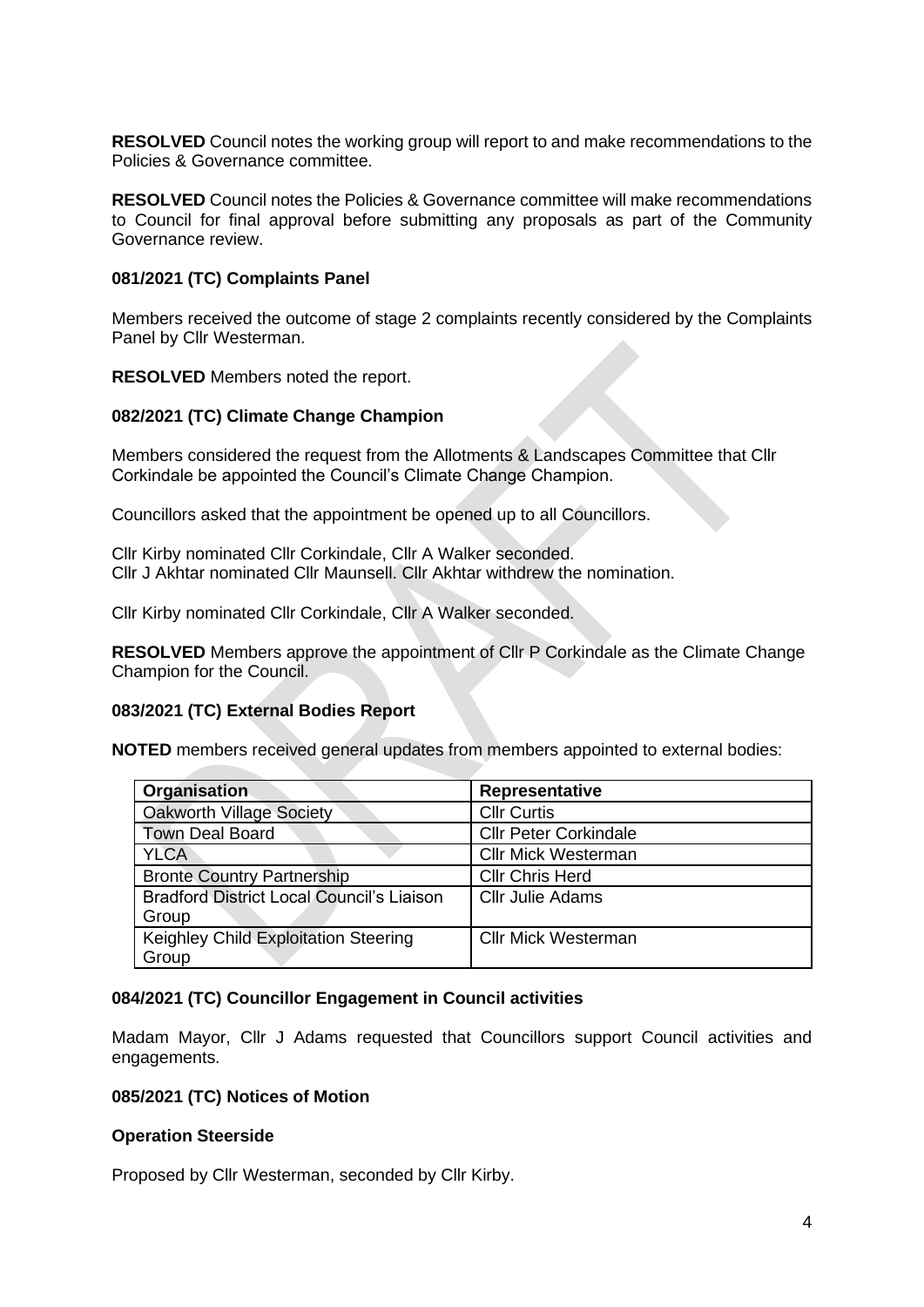**RESOLVED** Council notes the working group will report to and make recommendations to the Policies & Governance committee.

**RESOLVED** Council notes the Policies & Governance committee will make recommendations to Council for final approval before submitting any proposals as part of the Community Governance review.

**081/2021 (TC) Complaints Panel**

Members received the outcome of stage 2 complaints recently considered by the Complaints Panel by Cllr Westerman.

**RESOLVED** Members noted the report.

**082/2021 (TC) Climate Change Champion**

Members considered the request from the Allotments & Landscapes Committee that Cllr Corkindale be appointed the Council's Climate Change Champion.

Councillors asked that the appointment be opened up to all Councillors.

Cllr Kirby nominated Cllr Corkindale, Cllr A Walker seconded.
Cllr J Akhtar nominated Cllr Maunsell. Cllr Akhtar withdrew the nomination.

Cllr Kirby nominated Cllr Corkindale, Cllr A Walker seconded.

**RESOLVED** Members approve the appointment of Cllr P Corkindale as the Climate Change Champion for the Council.

**083/2021 (TC) External Bodies Report**

**NOTED** members received general updates from members appointed to external bodies:

| Organisation | Representative |
|---|---|
| Oakworth Village Society | Cllr Curtis |
| Town Deal Board | Cllr Peter Corkindale |
| YLCA | Cllr Mick Westerman |
| Bronte Country Partnership | Cllr Chris Herd |
| Bradford District Local Council's Liaison Group | Cllr Julie Adams |
| Keighley Child Exploitation Steering Group | Cllr Mick Westerman |

**084/2021 (TC) Councillor Engagement in Council activities**

Madam Mayor, Cllr J Adams requested that Councillors support Council activities and engagements.

**085/2021 (TC) Notices of Motion**

**Operation Steerside**

Proposed by Cllr Westerman, seconded by Cllr Kirby.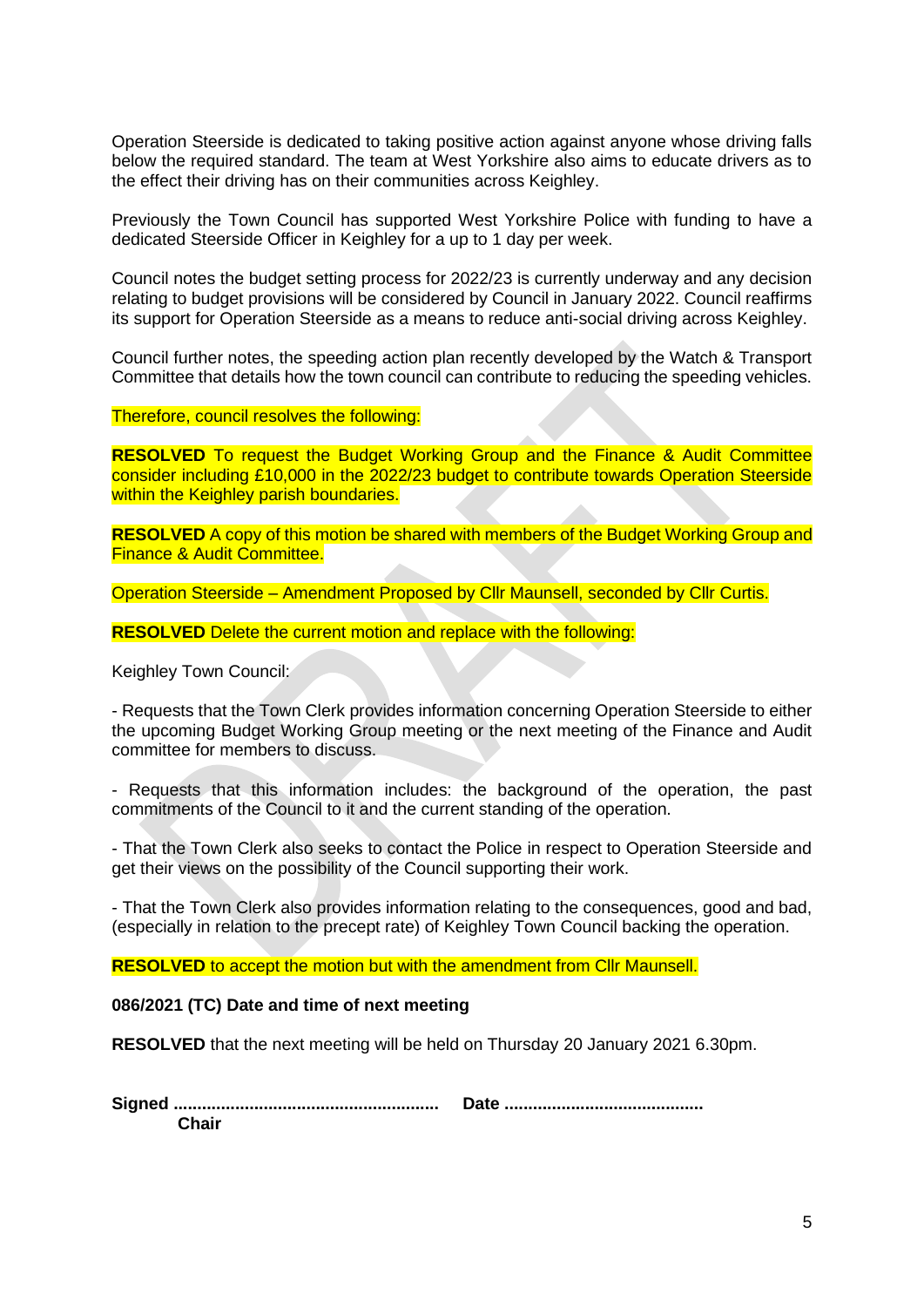Operation Steerside is dedicated to taking positive action against anyone whose driving falls below the required standard. The team at West Yorkshire also aims to educate drivers as to the effect their driving has on their communities across Keighley.

Previously the Town Council has supported West Yorkshire Police with funding to have a dedicated Steerside Officer in Keighley for a up to 1 day per week.

Council notes the budget setting process for 2022/23 is currently underway and any decision relating to budget provisions will be considered by Council in January 2022. Council reaffirms its support for Operation Steerside as a means to reduce anti-social driving across Keighley.

Council further notes, the speeding action plan recently developed by the Watch & Transport Committee that details how the town council can contribute to reducing the speeding vehicles.

Therefore, council resolves the following:

**RESOLVED** To request the Budget Working Group and the Finance & Audit Committee consider including £10,000 in the 2022/23 budget to contribute towards Operation Steerside within the Keighley parish boundaries.

**RESOLVED** A copy of this motion be shared with members of the Budget Working Group and Finance & Audit Committee.

Operation Steerside – Amendment Proposed by Cllr Maunsell, seconded by Cllr Curtis.

**RESOLVED** Delete the current motion and replace with the following:

Keighley Town Council:

- Requests that the Town Clerk provides information concerning Operation Steerside to either the upcoming Budget Working Group meeting or the next meeting of the Finance and Audit committee for members to discuss.

- Requests that this information includes: the background of the operation, the past commitments of the Council to it and the current standing of the operation.

- That the Town Clerk also seeks to contact the Police in respect to Operation Steerside and get their views on the possibility of the Council supporting their work.

- That the Town Clerk also provides information relating to the consequences, good and bad, (especially in relation to the precept rate) of Keighley Town Council backing the operation.

**RESOLVED** to accept the motion but with the amendment from Cllr Maunsell.

**086/2021 (TC) Date and time of next meeting**

**RESOLVED** that the next meeting will be held on Thursday 20 January 2021 6.30pm.

**Signed ........................................................ Date ..........................................**
**Chair**